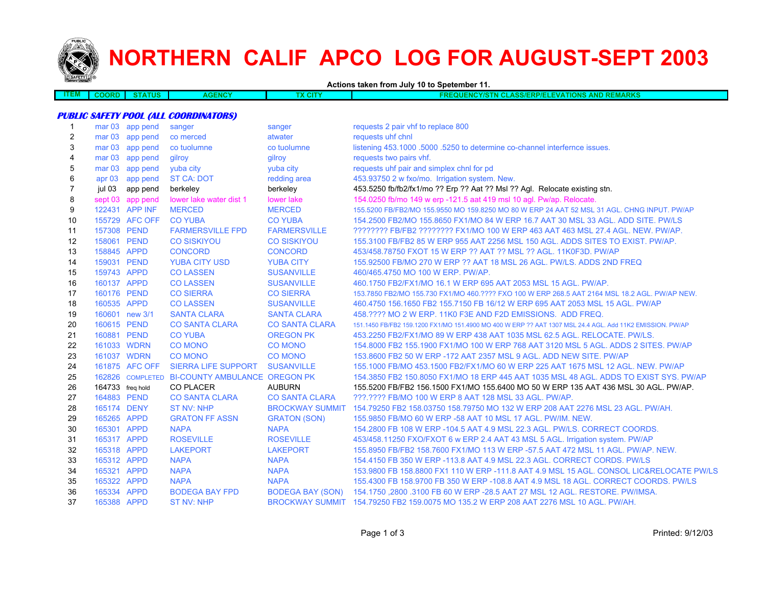# NORTHERN CALIF APCO LOG FOR AUGUST-SEPT 2003

**Actions taken from July 10 to Spetember 11.**

| ITEM | COORD | STATUS | AGENCY | TX CITY | FREQUENCY/STN CLASS/ERP/ELEVATIONS AND REMARKS |
|---|---|---|---|---|---|
| ***PUBLIC SAFETY POOL (ALL COORDINATORS)*** | | | | | |
| 1 | mar 03 | app pend | sanger | sanger | requests 2 pair vhf to replace 800 |
| 2 | mar 03 | app pend | co merced | atwater | requests uhf chnl |
| 3 | mar 03 | app pend | co tuolumne | co tuolumne | listening 453.1000 .5000 .5250 to determine co-channel interfernce issues. |
| 4 | mar 03 | app pend | gilroy | gilroy | requests two pairs vhf. |
| 5 | mar 03 | app pend | yuba city | yuba city | requests uhf pair and simplex chnl for pd |
| 6 | apr 03 | app pend | ST CA: DOT | redding area | 453.93750 2 w fxo/mo. Irrigation system. New. |
| 7 | jul 03 | app pend | berkeley | berkeley | 453.5250 fb/fb2/fx1/mo ?? Erp ?? Aat ?? Msl ?? Agl. Relocate existing stn. |
| 8 | sept 03 | app pend | lower lake water dist 1 | lower lake | 154.0250 fb/mo 149 w erp -121.5 aat 419 msl 10 agl. Pw/ap. Relocate. |
| 9 | 122431 | APP INF | MERCED | MERCED | 155.5200 FB/FB2/MO 155.9550 MO 159.8250 MO 80 W ERP 24 AAT 52 MSL 31 AGL. CHNG INPUT. PW/AP |
| 10 | 155729 | AFC OFF | CO YUBA | CO YUBA | 154.2500 FB2/MO 155.8650 FX1/MO 84 W ERP 16.7 AAT 30 MSL 33 AGL. ADD SITE. PW/LS |
| 11 | 157308 | PEND | FARMERSVILLE FPD | FARMERSVILLE | ???????? FB/FB2 ???????? FX1/MO 100 W ERP 463 AAT 463 MSL 27.4 AGL. NEW. PW/AP. |
| 12 | 158061 | PEND | CO SISKIYOU | CO SISKIYOU | 155.3100 FB/FB2 85 W ERP 955 AAT 2256 MSL 150 AGL. ADDS SITES TO EXIST. PW/AP. |
| 13 | 158845 | APPD | CONCORD | CONCORD | 453/458.78750 FXOT 15 W ERP ?? AAT ?? MSL ?? AGL. 11K0F3D. PW/AP |
| 14 | 159031 | PEND | YUBA CITY USD | YUBA CITY | 155.92500 FB/MO 270 W ERP ?? AAT 18 MSL 26 AGL. PW/LS. ADDS 2ND FREQ |
| 15 | 159743 | APPD | CO LASSEN | SUSANVILLE | 460/465.4750 MO 100 W ERP. PW/AP. |
| 16 | 160137 | APPD | CO LASSEN | SUSANVILLE | 460.1750 FB2/FX1/MO 16.1 W ERP 695 AAT 2053 MSL 15 AGL. PW/AP. |
| 17 | 160176 | PEND | CO SIERRA | CO SIERRA | 153.7850 FB2/MO 155.730 FX1/MO 460.???? FXO 100 W ERP 268.5 AAT 2164 MSL 18.2 AGL. PW/AP NEW. |
| 18 | 160535 | APPD | CO LASSEN | SUSANVILLE | 460.4750 156.1650 FB2 155.7150 FB 16/12 W ERP 695 AAT 2053 MSL 15 AGL. PW/AP |
| 19 | 160601 | new 3/1 | SANTA CLARA | SANTA CLARA | 458.???? MO 2 W ERP. 11K0 F3E AND F2D EMISSIONS. ADD FREQ. |
| 20 | 160615 | PEND | CO SANTA CLARA | CO SANTA CLARA | 151.1450 FB/FB2 159.1200 FX1/MO 151.4900 MO 400 W ERP ?? AAT 1307 MSL 24.4 AGL. Add 11K2 EMISSION. PW/AP |
| 21 | 160881 | PEND | CO YUBA | OREGON PK | 453.2250 FB2/FX1/MO 89 W ERP 438 AAT 1035 MSL 62.5 AGL. RELOCATE. PW/LS. |
| 22 | 161033 | WDRN | CO MONO | CO MONO | 154.8000 FB2 155.1900 FX1/MO 100 W ERP 768 AAT 3120 MSL 5 AGL. ADDS 2 SITES. PW/AP |
| 23 | 161037 | WDRN | CO MONO | CO MONO | 153.8600 FB2 50 W ERP -172 AAT 2357 MSL 9 AGL. ADD NEW SITE. PW/AP |
| 24 | 161875 | AFC OFF | SIERRA LIFE SUPPORT | SUSANVILLE | 155.1000 FB/MO 453.1500 FB2/FX1/MO 60 W ERP 225 AAT 1675 MSL 12 AGL. NEW. PW/AP |
| 25 | 162826 | COMPLETED | BI-COUNTY AMBULANCE | OREGON PK | 154.3850 FB2 150.8050 FX1/MO 18 ERP 445 AAT 1035 MSL 48 AGL. ADDS TO EXIST SYS. PW/AP |
| 26 | 164733 | freq hold | CO PLACER | AUBURN | 155.5200 FB/FB2 156.1500 FX1/MO 155.6400 MO 50 W ERP 135 AAT 436 MSL 30 AGL. PW/AP. |
| 27 | 164883 | PEND | CO SANTA CLARA | CO SANTA CLARA | ???.???? FB/MO 100 W ERP 8 AAT 128 MSL 33 AGL. PW/AP. |
| 28 | 165174 | DENY | ST NV: NHP | BROCKWAY SUMMIT | 154.79250 FB2 158.03750 158.79750 MO 132 W ERP 208 AAT 2276 MSL 23 AGL. PW/AH. |
| 29 | 165265 | APPD | GRATON FF ASSN | GRATON (SON) | 155.9850 FB/MO 60 W ERP -58 AAT 10 MSL 17 AGL. PW/IM. NEW. |
| 30 | 165301 | APPD | NAPA | NAPA | 154.2800 FB 108 W ERP -104.5 AAT 4.9 MSL 22.3 AGL. PW/LS. CORRECT COORDS. |
| 31 | 165317 | APPD | ROSEVILLE | ROSEVILLE | 453/458.11250 FXO/FXOT 6 w ERP 2.4 AAT 43 MSL 5 AGL. Irrigation system. PW/AP |
| 32 | 165318 | APPD | LAKEPORT | LAKEPORT | 155.8950 FB/FB2 158.7600 FX1/MO 113 W ERP -57.5 AAT 472 MSL 11 AGL. PW/AP. NEW. |
| 33 | 165312 | APPD | NAPA | NAPA | 154.4150 FB 350 W ERP -113.8 AAT 4.9 MSL 22.3 AGL. CORRECT CORDS. PW/LS |
| 34 | 165321 | APPD | NAPA | NAPA | 153.9800 FB 158.8800 FX1 110 W ERP -111.8 AAT 4.9 MSL 15 AGL. CONSOL LIC&RELOCATE PW/LS |
| 35 | 165322 | APPD | NAPA | NAPA | 155.4300 FB 158.9700 FB 350 W ERP -108.8 AAT 4.9 MSL 18 AGL. CORRECT COORDS. PW/LS |
| 36 | 165334 | APPD | BODEGA BAY FPD | BODEGA BAY (SON) | 154.1750 ,2800 .3100 FB 60 W ERP -28.5 AAT 27 MSL 12 AGL. RESTORE. PW/IMSA. |
| 37 | 165388 | APPD | ST NV: NHP | BROCKWAY SUMMIT | 154.79250 FB2 159.0075 MO 135.2 W ERP 208 AAT 2276 MSL 10 AGL. PW/AH. |

Printed: 9/12/03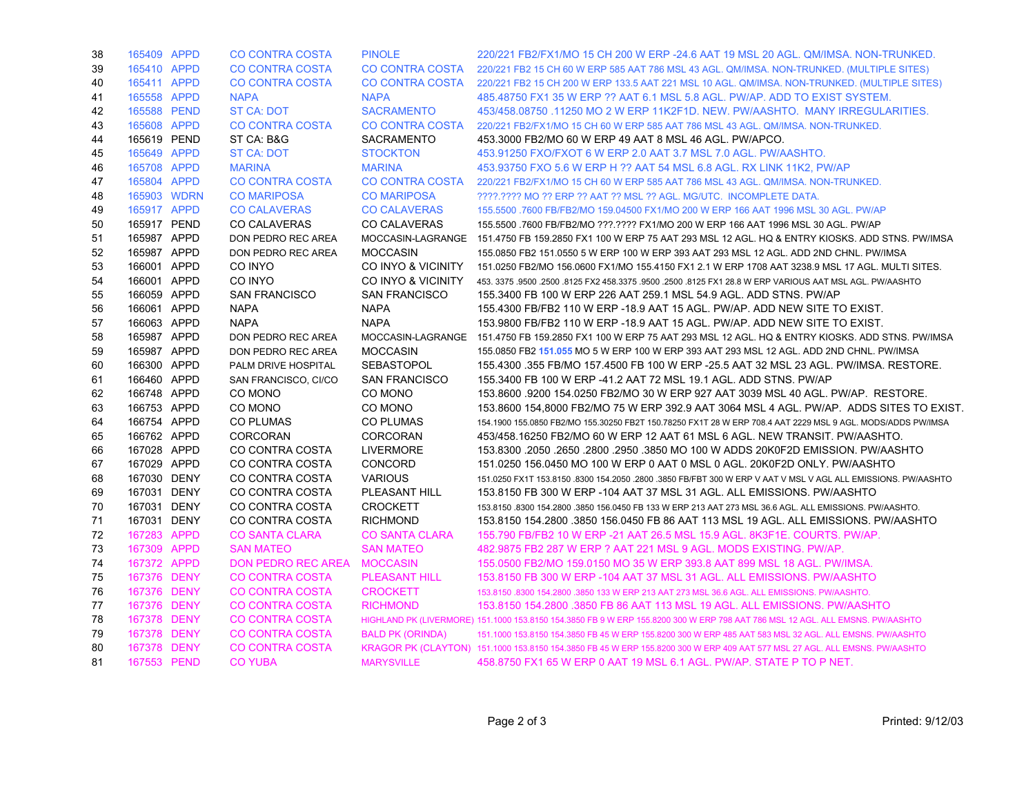| | | | | | |
|---|---|---|---|---|---|
| 38 | 165409 | APPD | CO CONTRA COSTA | PINOLE | 220/221 FB2/FX1/MO 15 CH 200 W ERP -24.6 AAT 19 MSL 20 AGL. QM/IMSA. NON-TRUNKED. |
| 39 | 165410 | APPD | CO CONTRA COSTA | CO CONTRA COSTA | 220/221 FB2 15 CH 60 W ERP 585 AAT 786 MSL 43 AGL. QM/IMSA. NON-TRUNKED. (MULTIPLE SITES) |
| 40 | 165411 | APPD | CO CONTRA COSTA | CO CONTRA COSTA | 220/221 FB2 15 CH 200 W ERP 133.5 AAT 221 MSL 10 AGL. QM/IMSA. NON-TRUNKED. (MULTIPLE SITES) |
| 41 | 165558 | APPD | NAPA | NAPA | 485.48750 FX1 35 W ERP ?? AAT 6.1 MSL 5.8 AGL. PW/AP. ADD TO EXIST SYSTEM. |
| 42 | 165588 | PEND | ST CA: DOT | SACRAMENTO | 453/458.08750 .11250 MO 2 W ERP 11K2F1D. NEW. PW/AASHTO. MANY IRREGULARITIES. |
| 43 | 165608 | APPD | CO CONTRA COSTA | CO CONTRA COSTA | 220/221 FB2/FX1/MO 15 CH 60 W ERP 585 AAT 786 MSL 43 AGL. QM/IMSA. NON-TRUNKED. |
| 44 | 165619 | PEND | ST CA: B&G | SACRAMENTO | 453.3000 FB2/MO 60 W ERP 49 AAT 8 MSL 46 AGL. PW/APCO. |
| 45 | 165649 | APPD | ST CA: DOT | STOCKTON | 453.91250 FXO/FXOT 6 W ERP 2.0 AAT 3.7 MSL 7.0 AGL. PW/AASHTO. |
| 46 | 165708 | APPD | MARINA | MARINA | 453.93750 FXO 5.6 W ERP H ?? AAT 54 MSL 6.8 AGL. RX LINK 11K2, PW/AP |
| 47 | 165804 | APPD | CO CONTRA COSTA | CO CONTRA COSTA | 220/221 FB2/FX1/MO 15 CH 60 W ERP 585 AAT 786 MSL 43 AGL. QM/IMSA. NON-TRUNKED. |
| 48 | 165903 | WDRN | CO MARIPOSA | CO MARIPOSA | ????.???? MO ?? ERP ?? AAT ?? MSL ?? AGL. MG/UTC. INCOMPLETE DATA. |
| 49 | 165917 | APPD | CO CALAVERAS | CO CALAVERAS | 155.5500 .7600 FB/FB2/MO 159.04500 FX1/MO 200 W ERP 166 AAT 1996 MSL 30 AGL. PW/AP |
| 50 | 165917 | PEND | CO CALAVERAS | CO CALAVERAS | 155.5500 .7600 FB/FB2/MO ???.???? FX1/MO 200 W ERP 166 AAT 1996 MSL 30 AGL. PW/AP |
| 51 | 165987 | APPD | DON PEDRO REC AREA | MOCCASIN-LAGRANGE | 151.4750 FB 159.2850 FX1 100 W ERP 75 AAT 293 MSL 12 AGL. HQ & ENTRY KIOSKS. ADD STNS. PW/IMSA |
| 52 | 165987 | APPD | DON PEDRO REC AREA | MOCCASIN | 155.0850 FB2 151.0550 5 W ERP 100 W ERP 393 AAT 293 MSL 12 AGL. ADD 2ND CHNL. PW/IMSA |
| 53 | 166001 | APPD | CO INYO | CO INYO & VICINITY | 151.0250 FB2/MO 156.0600 FX1/MO 155.4150 FX1 2.1 W ERP 1708 AAT 3238.9 MSL 17 AGL. MULTI SITES. |
| 54 | 166001 | APPD | CO INYO | CO INYO & VICINITY | 453. 3375 .9500 .2500 .8125 FX2 458.3375 .9500 .2500 .8125 FX1 28.8 W ERP VARIOUS AAT MSL AGL. PW/AASHTO |
| 55 | 166059 | APPD | SAN FRANCISCO | SAN FRANCISCO | 155.3400 FB 100 W ERP 226 AAT 259.1 MSL 54.9 AGL. ADD STNS. PW/AP |
| 56 | 166061 | APPD | NAPA | NAPA | 155.4300 FB/FB2 110 W ERP -18.9 AAT 15 AGL. PW/AP. ADD NEW SITE TO EXIST. |
| 57 | 166063 | APPD | NAPA | NAPA | 153.9800 FB/FB2 110 W ERP -18.9 AAT 15 AGL. PW/AP. ADD NEW SITE TO EXIST. |
| 58 | 165987 | APPD | DON PEDRO REC AREA | MOCCASIN-LAGRANGE | 151.4750 FB 159.2850 FX1 100 W ERP 75 AAT 293 MSL 12 AGL. HQ & ENTRY KIOSKS. ADD STNS. PW/IMSA |
| 59 | 165987 | APPD | DON PEDRO REC AREA | MOCCASIN | 155.0850 FB2 **151.055** MO 5 W ERP 100 W ERP 393 AAT 293 MSL 12 AGL. ADD 2ND CHNL. PW/IMSA |
| 60 | 166300 | APPD | PALM DRIVE HOSPITAL | SEBASTOPOL | 155.4300 .355 FB/MO 157.4500 FB 100 W ERP -25.5 AAT 32 MSL 23 AGL. PW/IMSA. RESTORE. |
| 61 | 166460 | APPD | SAN FRANCISCO, CI/CO | SAN FRANCISCO | 155.3400 FB 100 W ERP -41.2 AAT 72 MSL 19.1 AGL. ADD STNS. PW/AP |
| 62 | 166748 | APPD | CO MONO | CO MONO | 153.8600 .9200 154.0250 FB2/MO 30 W ERP 927 AAT 3039 MSL 40 AGL. PW/AP. RESTORE. |
| 63 | 166753 | APPD | CO MONO | CO MONO | 153.8600 154,8000 FB2/MO 75 W ERP 392.9 AAT 3064 MSL 4 AGL. PW/AP. ADDS SITES TO EXIST. |
| 64 | 166754 | APPD | CO PLUMAS | CO PLUMAS | 154.1900 155.0850 FB2/MO 155.30250 FB2T 150.78250 FX1T 28 W ERP 708.4 AAT 2229 MSL 9 AGL. MODS/ADDS PW/IMSA |
| 65 | 166762 | APPD | CORCORAN | CORCORAN | 453/458.16250 FB2/MO 60 W ERP 12 AAT 61 MSL 6 AGL. NEW TRANSIT. PW/AASHTO. |
| 66 | 167028 | APPD | CO CONTRA COSTA | LIVERMORE | 153.8300 .2050 .2650 .2800 .2950 .3850 MO 100 W ADDS 20K0F2D EMISSION. PW/AASHTO |
| 67 | 167029 | APPD | CO CONTRA COSTA | CONCORD | 151.0250 156.0450 MO 100 W ERP 0 AAT 0 MSL 0 AGL. 20K0F2D ONLY. PW/AASHTO |
| 68 | 167030 | DENY | CO CONTRA COSTA | VARIOUS | 151.0250 FX1T 153.8150 .8300 154.2050 .2800 .3850 FB/FBT 300 W ERP V AAT V MSL V AGL ALL EMISSIONS. PW/AASHTO |
| 69 | 167031 | DENY | CO CONTRA COSTA | PLEASANT HILL | 153.8150 FB 300 W ERP -104 AAT 37 MSL 31 AGL. ALL EMISSIONS. PW/AASHTO |
| 70 | 167031 | DENY | CO CONTRA COSTA | CROCKETT | 153.8150 .8300 154.2800 .3850 156.0450 FB 133 W ERP 213 AAT 273 MSL 36.6 AGL. ALL EMISSIONS. PW/AASHTO. |
| 71 | 167031 | DENY | CO CONTRA COSTA | RICHMOND | 153.8150 154.2800 .3850 156.0450 FB 86 AAT 113 MSL 19 AGL. ALL EMISSIONS. PW/AASHTO |
| 72 | 167283 | APPD | CO SANTA CLARA | CO SANTA CLARA | 155.790 FB/FB2 10 W ERP -21 AAT 26.5 MSL 15.9 AGL. 8K3F1E. COURTS. PW/AP. |
| 73 | 167309 | APPD | SAN MATEO | SAN MATEO | 482.9875 FB2 287 W ERP ? AAT 221 MSL 9 AGL. MODS EXISTING. PW/AP. |
| 74 | 167372 | APPD | DON PEDRO REC AREA | MOCCASIN | 155.0500 FB2/MO 159.0150 MO 35 W ERP 393.8 AAT 899 MSL 18 AGL. PW/IMSA. |
| 75 | 167376 | DENY | CO CONTRA COSTA | PLEASANT HILL | 153.8150 FB 300 W ERP -104 AAT 37 MSL 31 AGL. ALL EMISSIONS. PW/AASHTO |
| 76 | 167376 | DENY | CO CONTRA COSTA | CROCKETT | 153.8150 .8300 154.2800 .3850 133 W ERP 213 AAT 273 MSL 36.6 AGL. ALL EMISSIONS. PW/AASHTO. |
| 77 | 167376 | DENY | CO CONTRA COSTA | RICHMOND | 153.8150 154.2800 .3850 FB 86 AAT 113 MSL 19 AGL. ALL EMISSIONS. PW/AASHTO |
| 78 | 167378 | DENY | CO CONTRA COSTA | HIGHLAND PK (LIVERMORE) | 151.1000 153.8150 154.3850 FB 9 W ERP 155.8200 300 W ERP 798 AAT 786 MSL 12 AGL. ALL EMSNS. PW/AASHTO |
| 79 | 167378 | DENY | CO CONTRA COSTA | BALD PK (ORINDA) | 151.1000 153.8150 154.3850 FB 45 W ERP 155.8200 300 W ERP 485 AAT 583 MSL 32 AGL. ALL EMSNS. PW/AASHTO |
| 80 | 167378 | DENY | CO CONTRA COSTA | KRAGOR PK (CLAYTON) | 151.1000 153.8150 154.3850 FB 45 W ERP 155.8200 300 W ERP 409 AAT 577 MSL 27 AGL. ALL EMSNS. PW/AASHTO |
| 81 | 167553 | PEND | CO YUBA | MARYSVILLE | 458.8750 FX1 65 W ERP 0 AAT 19 MSL 6.1 AGL. PW/AP. STATE P TO P NET. |

Printed: 9/12/03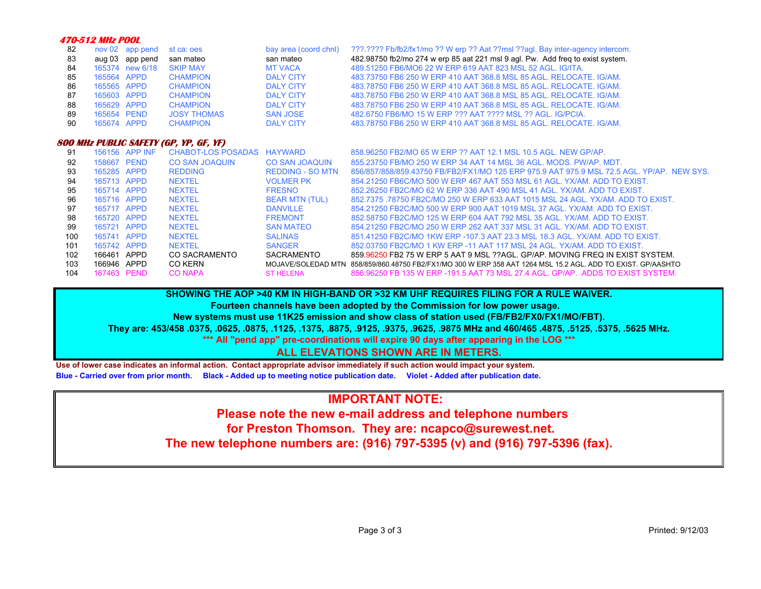### *470-512 MHz POOL*

| | | | | | |
|---|---|---|---|---|---|
| 82 | nov 02 | app pend | st ca: oes | bay area (coord chnl) | ???.???? Fb/fb2/fx1/mo ?? W erp ?? Aat ??msl ??agl. Bay inter-agency intercom. |
| 83 | aug 03 | app pend | san mateo | san mateo | 482.98750 fb2/mo 274 w erp 85 aat 221 msl 9 agl. Pw. Add freq to exist system. |
| 84 | 165374 | new 6/18 | SKIP MAY | MT VACA | 489.51250 FB6/MO6 22 W ERP 619 AAT 823 MSL 52 AGL. IG/ITA. |
| 85 | 165564 | APPD | CHAMPION | DALY CITY | 483.73750 FB6 250 W ERP 410 AAT 368.8 MSL 85 AGL. RELOCATE. IG/AM. |
| 86 | 165565 | APPD | CHAMPION | DALY CITY | 483.78750 FB6 250 W ERP 410 AAT 368.8 MSL 85 AGL. RELOCATE. IG/AM. |
| 87 | 165603 | APPD | CHAMPION | DALY CITY | 483.78750 FB6 250 W ERP 410 AAT 368.8 MSL 85 AGL. RELOCATE. IG/AM. |
| 88 | 165629 | APPD | CHAMPION | DALY CITY | 483.78750 FB6 250 W ERP 410 AAT 368.8 MSL 85 AGL. RELOCATE. IG/AM. |
| 89 | 165654 | PEND | JOSY THOMAS | SAN JOSE | 482.6750 FB6/MO 15 W ERP ??? AAT ???? MSL ?? AGL. IG/PCIA. |
| 90 | 165674 | APPD | CHAMPION | DALY CITY | 483.78750 FB6 250 W ERP 410 AAT 368.8 MSL 85 AGL. RELOCATE. IG/AM. |

### *800 MHz PUBLIC SAFETY (GP, YP, GF, YF)*

| | | | | | |
|---|---|---|---|---|---|
| 91 | 156156 | APP INF | CHABOT-LOS POSADAS | HAYWARD | 858.96250 FB2/MO 65 W ERP ?? AAT 12.1 MSL 10.5 AGL. NEW GP/AP. |
| 92 | 158667 | PEND | CO SAN JOAQUIN | CO SAN JOAQUIN | 855.23750 FB/MO 250 W ERP 34 AAT 14 MSL 36 AGL. MODS. PW/AP. MDT. |
| 93 | 165285 | APPD | REDDING | REDDING - SO MTN | 856/857/858/859.43750 FB/FB2/FX1/MO 125 ERP 975.9 AAT 975.9 MSL 72.5 AGL. YP/AP. NEW SYS. |
| 94 | 165713 | APPD | NEXTEL | VOLMER PK | 854.21250 FB6C/MO 500 W ERP 467 AAT 553 MSL 61 AGL. YX/AM. ADD TO EXIST. |
| 95 | 165714 | APPD | NEXTEL | FRESNO | 852.26250 FB2C/MO 62 W ERP 336 AAT 490 MSL 41 AGL. YX/AM. ADD TO EXIST. |
| 96 | 165716 | APPD | NEXTEL | BEAR MTN (TUL) | 852.7375 .78750 FB2C/MO 250 W ERP 633 AAT 1015 MSL 24 AGL. YX/AM. ADD TO EXIST. |
| 97 | 165717 | APPD | NEXTEL | DANVILLE | 854.21250 FB2C/MO 500 W ERP 900 AAT 1019 MSL 37 AGL. YX/AM. ADD TO EXIST. |
| 98 | 165720 | APPD | NEXTEL | FREMONT | 852.58750 FB2C/MO 125 W ERP 604 AAT 792 MSL 35 AGL. YX/AM. ADD TO EXIST. |
| 99 | 165721 | APPD | NEXTEL | SAN MATEO | 854.21250 FB2C/MO 250 W ERP 262 AAT 337 MSL 31 AGL. YX/AM. ADD TO EXIST. |
| 100 | 165741 | APPD | NEXTEL | SALINAS | 851.41250 FB2C/MO 1KW ERP -107.3 AAT 23.3 MSL 18.3 AGL. YX/AM. ADD TO EXIST. |
| 101 | 165742 | APPD | NEXTEL | SANGER | 852.03750 FB2C/MO 1 KW ERP -11 AAT 117 MSL 24 AGL. YX/AM. ADD TO EXIST. |
| 102 | 166461 | APPD | CO SACRAMENTO | SACRAMENTO | 859.96250 FB2 75 W ERP 5 AAT 9 MSL ??AGL. GP/AP. MOVING FREQ IN EXIST SYSTEM. |
| 103 | 166946 | APPD | CO KERN | MOJAVE/SOLEDAD MTN | 858/859/860.48750 FB2/FX1/MO 300 W ERP 358 AAT 1264 MSL 15.2 AGL. ADD TO EXIST. GP/AASHTO |
| 104 | 167463 | PEND | CO NAPA | ST HELENA | 856.96250 FB 135 W ERP -191.5 AAT 73 MSL 27.4 AGL. GP/AP. ADDS TO EXIST SYSTEM. |

**SHOWING THE AOP >40 KM IN HIGH-BAND OR >32 KM UHF REQUIRES FILING FOR A RULE WAIVER.**
**Fourteen channels have been adopted by the Commission for low power usage.**
**New systems must use 11K25 emission and show class of station used (FB/FB2/FX0/FX1/MO/FBT).**
**They are: 453/458 .0375, .0625, .0875, .1125, .1375, .8875, .9125, .9375, .9625, .9875 MHz and 460/465 .4875, .5125, .5375, .5625 MHz.**
**\*\*\* All "pend app" pre-coordinations will expire 90 days after appearing in the LOG \*\*\***
**ALL ELEVATIONS SHOWN ARE IN METERS.**

**Use of lower case indicates an informal action. Contact appropriate advisor immediately if such action would impact your system.**

**Blue - Carried over from prior month. Black - Added up to meeting notice publication date. Violet - Added after publication date.**

## IMPORTANT NOTE:
**Please note the new e-mail address and telephone numbers for Preston Thomson. They are: ncapco@surewest.net.**
**The new telephone numbers are: (916) 797-5395 (v) and (916) 797-5396 (fax).**

Printed: 9/12/03